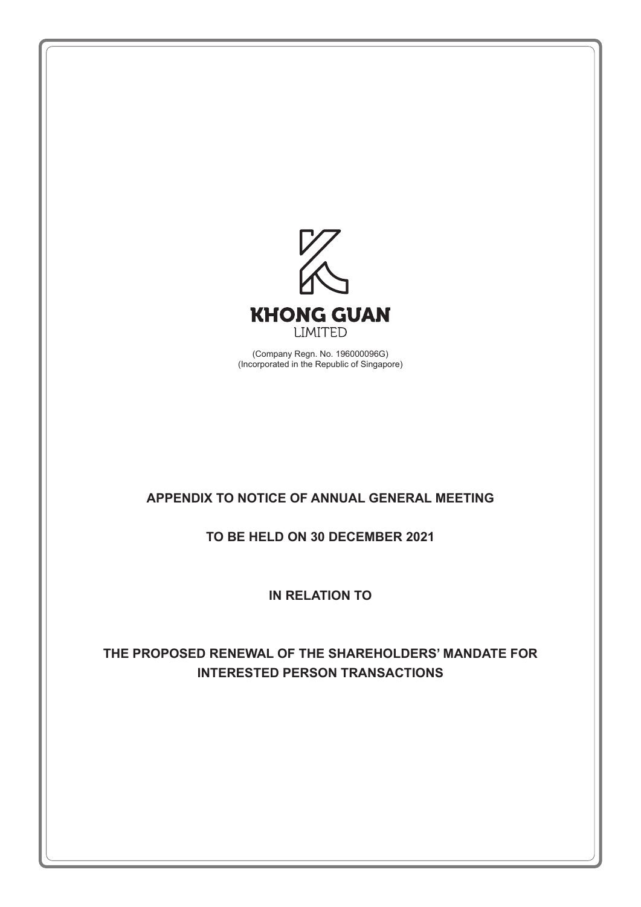**KHONG GUAN**
LIMITED

(Company Regn. No. 196000096G)
(Incorporated in the Republic of Singapore)

# APPENDIX TO NOTICE OF ANNUAL GENERAL MEETING

## TO BE HELD ON 30 DECEMBER 2021

## IN RELATION TO

## THE PROPOSED RENEWAL OF THE SHAREHOLDERS' MANDATE FOR INTERESTED PERSON TRANSACTIONS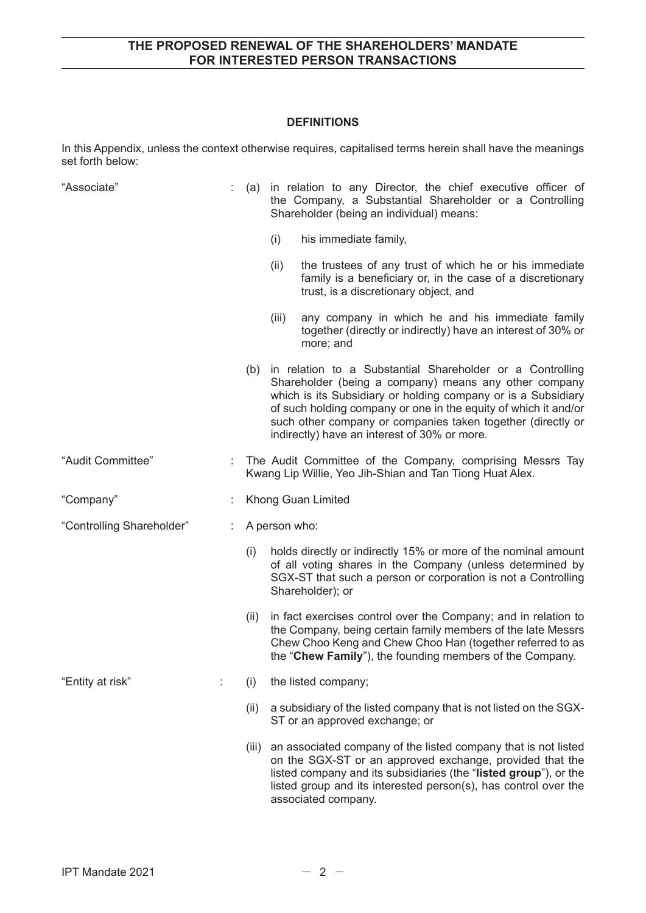## DEFINITIONS

In this Appendix, unless the context otherwise requires, capitalised terms herein shall have the meanings set forth below:

**"Associate"** : (a) in relation to any Director, the chief executive officer of the Company, a Substantial Shareholder or a Controlling Shareholder (being an individual) means:

- (i) his immediate family,
- (ii) the trustees of any trust of which he or his immediate family is a beneficiary or, in the case of a discretionary trust, is a discretionary object, and
- (iii) any company in which he and his immediate family together (directly or indirectly) have an interest of 30% or more; and

(b) in relation to a Substantial Shareholder or a Controlling Shareholder (being a company) means any other company which is its Subsidiary or holding company or is a Subsidiary of such holding company or one in the equity of which it and/or such other company or companies taken together (directly or indirectly) have an interest of 30% or more.

**"Audit Committee"** : The Audit Committee of the Company, comprising Messrs Tay Kwang Lip Willie, Yeo Jih-Shian and Tan Tiong Huat Alex.

**"Company"** : Khong Guan Limited

**"Controlling Shareholder"** : A person who:

- (i) holds directly or indirectly 15% or more of the nominal amount of all voting shares in the Company (unless determined by SGX-ST that such a person or corporation is not a Controlling Shareholder); or
- (ii) in fact exercises control over the Company; and in relation to the Company, being certain family members of the late Messrs Chew Choo Keng and Chew Choo Han (together referred to as the "**Chew Family**"), the founding members of the Company.

**"Entity at risk"** :

- (i) the listed company;
- (ii) a subsidiary of the listed company that is not listed on the SGX-ST or an approved exchange; or
- (iii) an associated company of the listed company that is not listed on the SGX-ST or an approved exchange, provided that the listed company and its subsidiaries (the "**listed group**"), or the listed group and its interested person(s), has control over the associated company.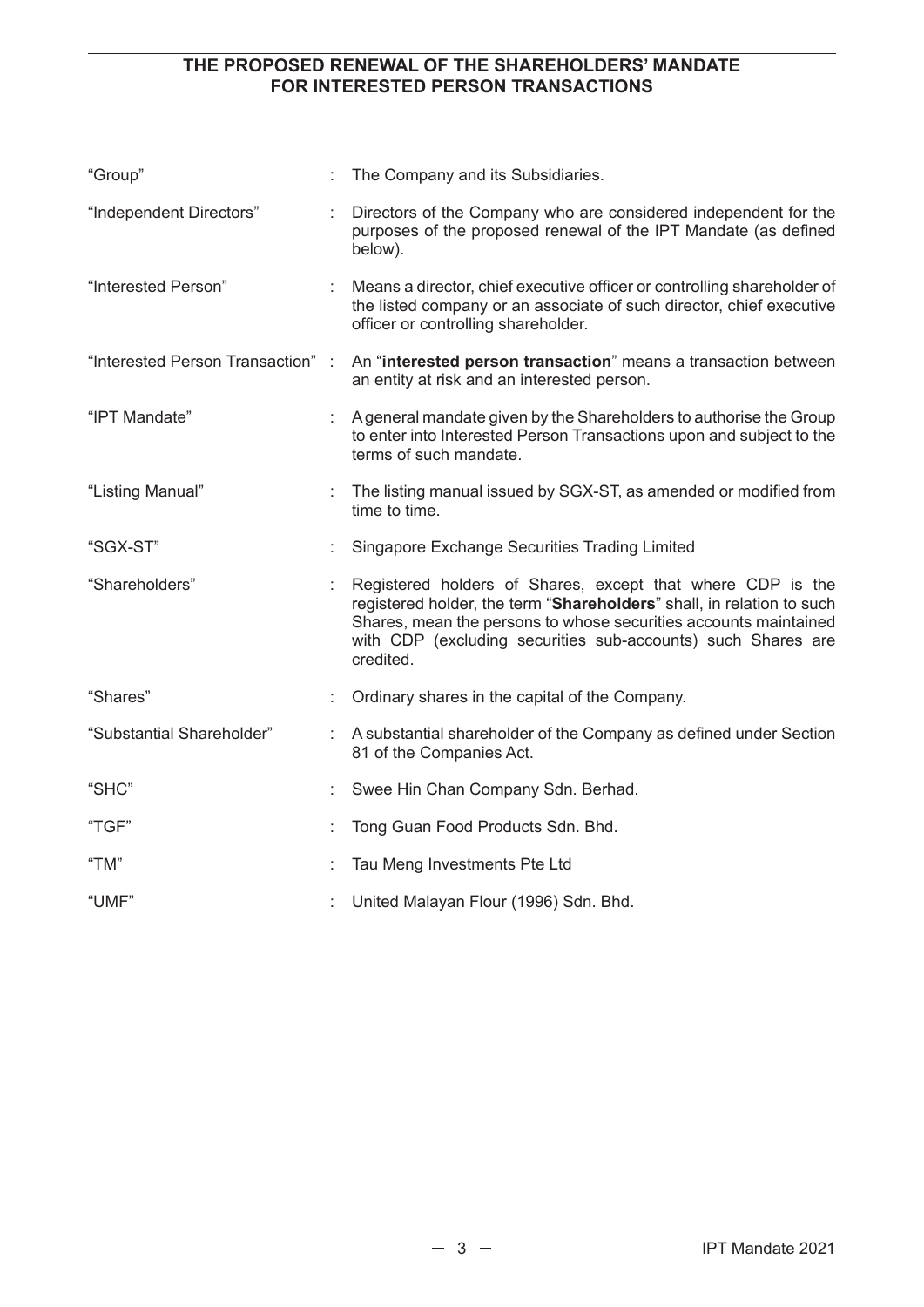| | | |
|---|---|---|
| "Group" | : | The Company and its Subsidiaries. |
| "Independent Directors" | : | Directors of the Company who are considered independent for the purposes of the proposed renewal of the IPT Mandate (as defined below). |
| "Interested Person" | : | Means a director, chief executive officer or controlling shareholder of the listed company or an associate of such director, chief executive officer or controlling shareholder. |
| "Interested Person Transaction" | : | An "**interested person transaction**" means a transaction between an entity at risk and an interested person. |
| "IPT Mandate" | : | A general mandate given by the Shareholders to authorise the Group to enter into Interested Person Transactions upon and subject to the terms of such mandate. |
| "Listing Manual" | : | The listing manual issued by SGX-ST, as amended or modified from time to time. |
| "SGX-ST" | : | Singapore Exchange Securities Trading Limited |
| "Shareholders" | : | Registered holders of Shares, except that where CDP is the registered holder, the term "**Shareholders**" shall, in relation to such Shares, mean the persons to whose securities accounts maintained with CDP (excluding securities sub-accounts) such Shares are credited. |
| "Shares" | : | Ordinary shares in the capital of the Company. |
| "Substantial Shareholder" | : | A substantial shareholder of the Company as defined under Section 81 of the Companies Act. |
| "SHC" | : | Swee Hin Chan Company Sdn. Berhad. |
| "TGF" | : | Tong Guan Food Products Sdn. Bhd. |
| "TM" | : | Tau Meng Investments Pte Ltd |
| "UMF" | : | United Malayan Flour (1996) Sdn. Bhd. |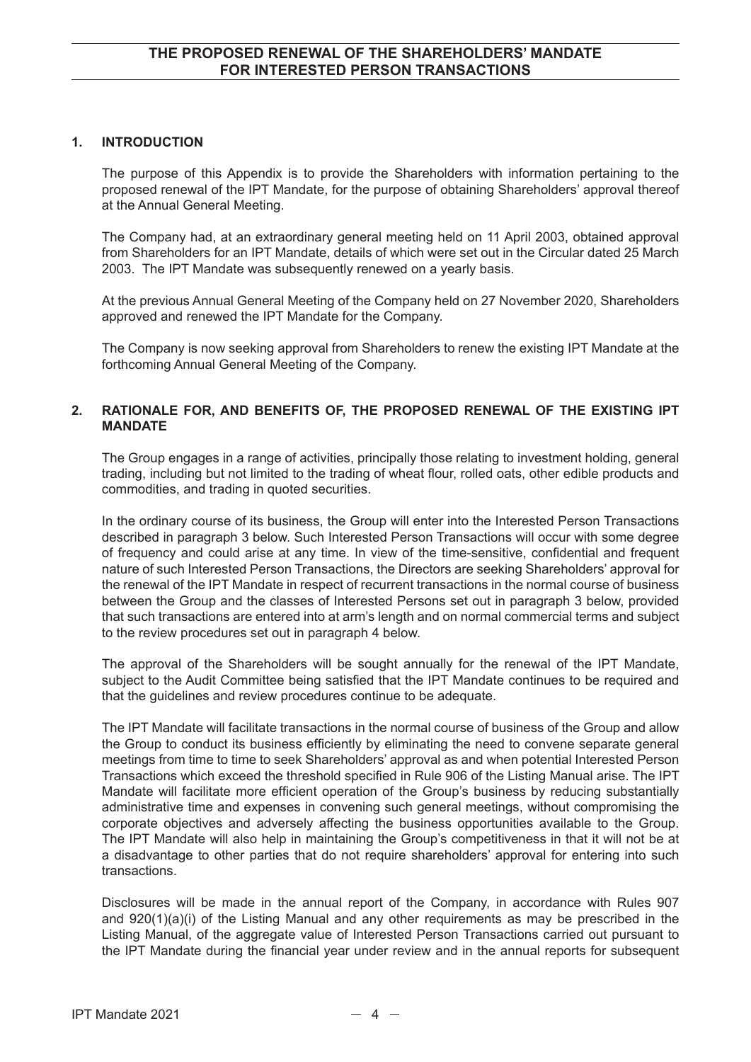# THE PROPOSED RENEWAL OF THE SHAREHOLDERS' MANDATE FOR INTERESTED PERSON TRANSACTIONS

## 1. INTRODUCTION

The purpose of this Appendix is to provide the Shareholders with information pertaining to the proposed renewal of the IPT Mandate, for the purpose of obtaining Shareholders' approval thereof at the Annual General Meeting.

The Company had, at an extraordinary general meeting held on 11 April 2003, obtained approval from Shareholders for an IPT Mandate, details of which were set out in the Circular dated 25 March 2003. The IPT Mandate was subsequently renewed on a yearly basis.

At the previous Annual General Meeting of the Company held on 27 November 2020, Shareholders approved and renewed the IPT Mandate for the Company.

The Company is now seeking approval from Shareholders to renew the existing IPT Mandate at the forthcoming Annual General Meeting of the Company.

## 2. RATIONALE FOR, AND BENEFITS OF, THE PROPOSED RENEWAL OF THE EXISTING IPT MANDATE

The Group engages in a range of activities, principally those relating to investment holding, general trading, including but not limited to the trading of wheat flour, rolled oats, other edible products and commodities, and trading in quoted securities.

In the ordinary course of its business, the Group will enter into the Interested Person Transactions described in paragraph 3 below. Such Interested Person Transactions will occur with some degree of frequency and could arise at any time. In view of the time-sensitive, confidential and frequent nature of such Interested Person Transactions, the Directors are seeking Shareholders' approval for the renewal of the IPT Mandate in respect of recurrent transactions in the normal course of business between the Group and the classes of Interested Persons set out in paragraph 3 below, provided that such transactions are entered into at arm's length and on normal commercial terms and subject to the review procedures set out in paragraph 4 below.

The approval of the Shareholders will be sought annually for the renewal of the IPT Mandate, subject to the Audit Committee being satisfied that the IPT Mandate continues to be required and that the guidelines and review procedures continue to be adequate.

The IPT Mandate will facilitate transactions in the normal course of business of the Group and allow the Group to conduct its business efficiently by eliminating the need to convene separate general meetings from time to time to seek Shareholders' approval as and when potential Interested Person Transactions which exceed the threshold specified in Rule 906 of the Listing Manual arise. The IPT Mandate will facilitate more efficient operation of the Group's business by reducing substantially administrative time and expenses in convening such general meetings, without compromising the corporate objectives and adversely affecting the business opportunities available to the Group. The IPT Mandate will also help in maintaining the Group's competitiveness in that it will not be at a disadvantage to other parties that do not require shareholders' approval for entering into such transactions.

Disclosures will be made in the annual report of the Company, in accordance with Rules 907 and 920(1)(a)(i) of the Listing Manual and any other requirements as may be prescribed in the Listing Manual, of the aggregate value of Interested Person Transactions carried out pursuant to the IPT Mandate during the financial year under review and in the annual reports for subsequent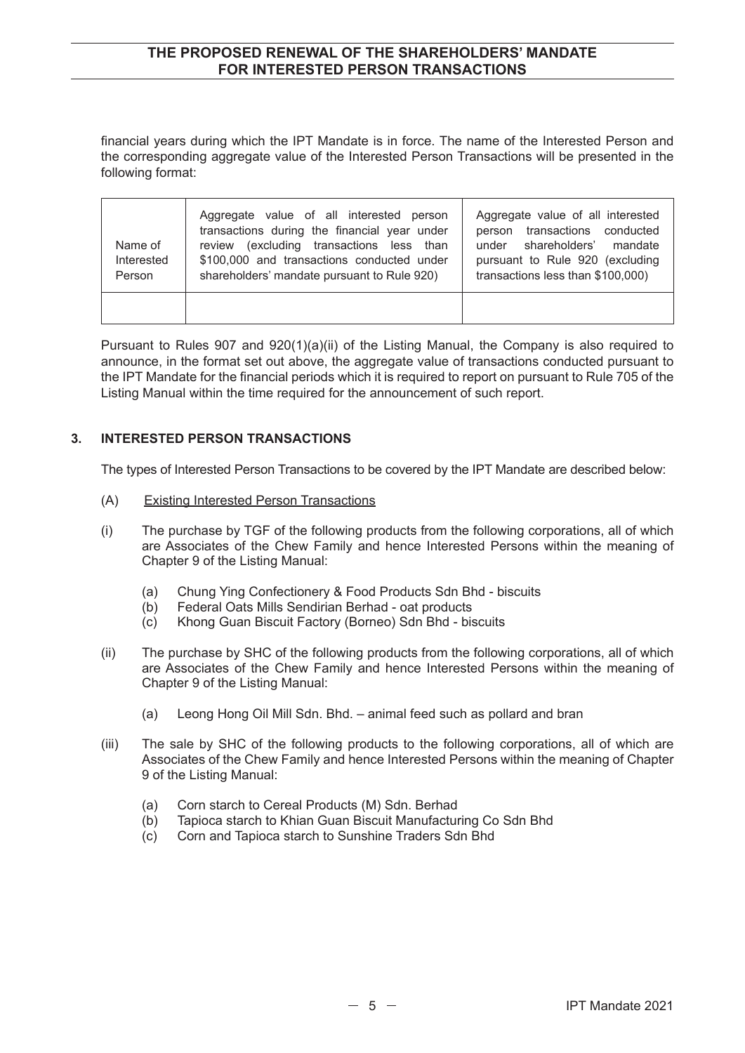financial years during which the IPT Mandate is in force. The name of the Interested Person and the corresponding aggregate value of the Interested Person Transactions will be presented in the following format:

| Name of Interested Person | Aggregate value of all interested person transactions during the financial year under review (excluding transactions less than $100,000 and transactions conducted under shareholders' mandate pursuant to Rule 920) | Aggregate value of all interested person transactions conducted under shareholders' mandate pursuant to Rule 920 (excluding transactions less than $100,000) |
|---|---|---|
| | | |

Pursuant to Rules 907 and 920(1)(a)(ii) of the Listing Manual, the Company is also required to announce, in the format set out above, the aggregate value of transactions conducted pursuant to the IPT Mandate for the financial periods which it is required to report on pursuant to Rule 705 of the Listing Manual within the time required for the announcement of such report.

## 3. INTERESTED PERSON TRANSACTIONS

The types of Interested Person Transactions to be covered by the IPT Mandate are described below:

(A) Existing Interested Person Transactions

(i) The purchase by TGF of the following products from the following corporations, all of which are Associates of the Chew Family and hence Interested Persons within the meaning of Chapter 9 of the Listing Manual:

(a) Chung Ying Confectionery & Food Products Sdn Bhd - biscuits
(b) Federal Oats Mills Sendirian Berhad - oat products
(c) Khong Guan Biscuit Factory (Borneo) Sdn Bhd - biscuits

(ii) The purchase by SHC of the following products from the following corporations, all of which are Associates of the Chew Family and hence Interested Persons within the meaning of Chapter 9 of the Listing Manual:

(a) Leong Hong Oil Mill Sdn. Bhd. – animal feed such as pollard and bran

(iii) The sale by SHC of the following products to the following corporations, all of which are Associates of the Chew Family and hence Interested Persons within the meaning of Chapter 9 of the Listing Manual:

(a) Corn starch to Cereal Products (M) Sdn. Berhad
(b) Tapioca starch to Khian Guan Biscuit Manufacturing Co Sdn Bhd
(c) Corn and Tapioca starch to Sunshine Traders Sdn Bhd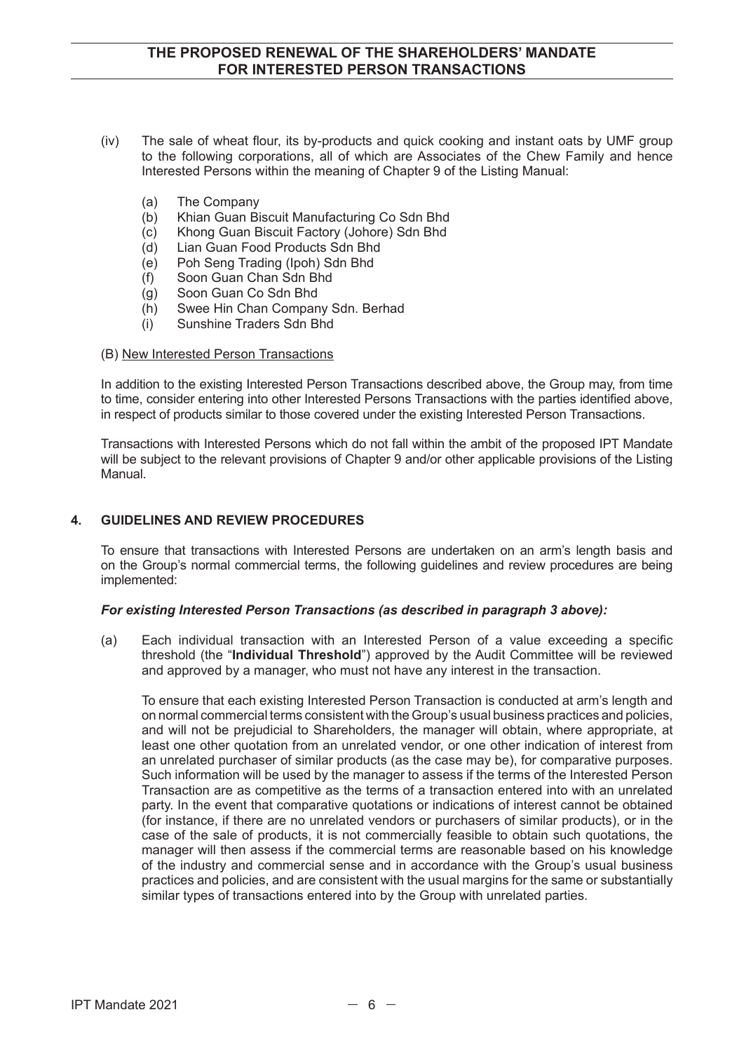(iv) The sale of wheat flour, its by-products and quick cooking and instant oats by UMF group to the following corporations, all of which are Associates of the Chew Family and hence Interested Persons within the meaning of Chapter 9 of the Listing Manual:

(a) The Company
(b) Khian Guan Biscuit Manufacturing Co Sdn Bhd
(c) Khong Guan Biscuit Factory (Johore) Sdn Bhd
(d) Lian Guan Food Products Sdn Bhd
(e) Poh Seng Trading (Ipoh) Sdn Bhd
(f) Soon Guan Chan Sdn Bhd
(g) Soon Guan Co Sdn Bhd
(h) Swee Hin Chan Company Sdn. Berhad
(i) Sunshine Traders Sdn Bhd

(B) New Interested Person Transactions

In addition to the existing Interested Person Transactions described above, the Group may, from time to time, consider entering into other Interested Persons Transactions with the parties identified above, in respect of products similar to those covered under the existing Interested Person Transactions.

Transactions with Interested Persons which do not fall within the ambit of the proposed IPT Mandate will be subject to the relevant provisions of Chapter 9 and/or other applicable provisions of the Listing Manual.

## 4. GUIDELINES AND REVIEW PROCEDURES

To ensure that transactions with Interested Persons are undertaken on an arm's length basis and on the Group's normal commercial terms, the following guidelines and review procedures are being implemented:

***For existing Interested Person Transactions (as described in paragraph 3 above):***

(a) Each individual transaction with an Interested Person of a value exceeding a specific threshold (the "**Individual Threshold**") approved by the Audit Committee will be reviewed and approved by a manager, who must not have any interest in the transaction.

To ensure that each existing Interested Person Transaction is conducted at arm's length and on normal commercial terms consistent with the Group's usual business practices and policies, and will not be prejudicial to Shareholders, the manager will obtain, where appropriate, at least one other quotation from an unrelated vendor, or one other indication of interest from an unrelated purchaser of similar products (as the case may be), for comparative purposes. Such information will be used by the manager to assess if the terms of the Interested Person Transaction are as competitive as the terms of a transaction entered into with an unrelated party. In the event that comparative quotations or indications of interest cannot be obtained (for instance, if there are no unrelated vendors or purchasers of similar products), or in the case of the sale of products, it is not commercially feasible to obtain such quotations, the manager will then assess if the commercial terms are reasonable based on his knowledge of the industry and commercial sense and in accordance with the Group's usual business practices and policies, and are consistent with the usual margins for the same or substantially similar types of transactions entered into by the Group with unrelated parties.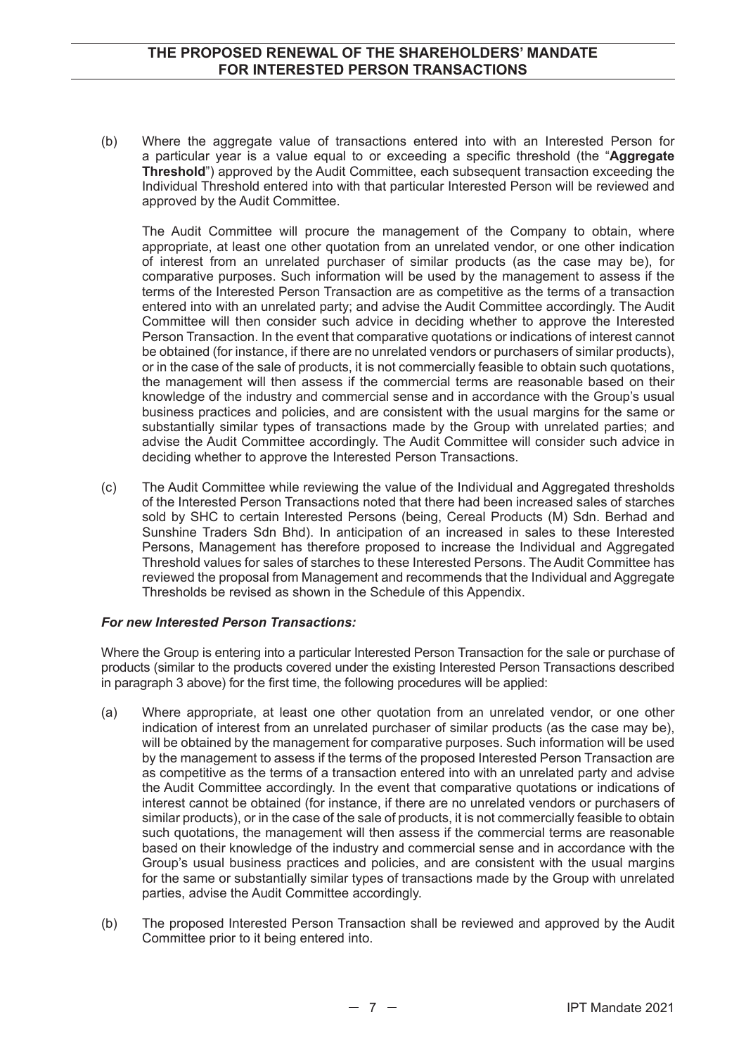(b) Where the aggregate value of transactions entered into with an Interested Person for a particular year is a value equal to or exceeding a specific threshold (the "**Aggregate Threshold**") approved by the Audit Committee, each subsequent transaction exceeding the Individual Threshold entered into with that particular Interested Person will be reviewed and approved by the Audit Committee.

The Audit Committee will procure the management of the Company to obtain, where appropriate, at least one other quotation from an unrelated vendor, or one other indication of interest from an unrelated purchaser of similar products (as the case may be), for comparative purposes. Such information will be used by the management to assess if the terms of the Interested Person Transaction are as competitive as the terms of a transaction entered into with an unrelated party; and advise the Audit Committee accordingly. The Audit Committee will then consider such advice in deciding whether to approve the Interested Person Transaction. In the event that comparative quotations or indications of interest cannot be obtained (for instance, if there are no unrelated vendors or purchasers of similar products), or in the case of the sale of products, it is not commercially feasible to obtain such quotations, the management will then assess if the commercial terms are reasonable based on their knowledge of the industry and commercial sense and in accordance with the Group's usual business practices and policies, and are consistent with the usual margins for the same or substantially similar types of transactions made by the Group with unrelated parties; and advise the Audit Committee accordingly. The Audit Committee will consider such advice in deciding whether to approve the Interested Person Transactions.

(c) The Audit Committee while reviewing the value of the Individual and Aggregated thresholds of the Interested Person Transactions noted that there had been increased sales of starches sold by SHC to certain Interested Persons (being, Cereal Products (M) Sdn. Berhad and Sunshine Traders Sdn Bhd). In anticipation of an increased in sales to these Interested Persons, Management has therefore proposed to increase the Individual and Aggregated Threshold values for sales of starches to these Interested Persons. The Audit Committee has reviewed the proposal from Management and recommends that the Individual and Aggregate Thresholds be revised as shown in the Schedule of this Appendix.

***For new Interested Person Transactions:***

Where the Group is entering into a particular Interested Person Transaction for the sale or purchase of products (similar to the products covered under the existing Interested Person Transactions described in paragraph 3 above) for the first time, the following procedures will be applied:

(a) Where appropriate, at least one other quotation from an unrelated vendor, or one other indication of interest from an unrelated purchaser of similar products (as the case may be), will be obtained by the management for comparative purposes. Such information will be used by the management to assess if the terms of the proposed Interested Person Transaction are as competitive as the terms of a transaction entered into with an unrelated party and advise the Audit Committee accordingly. In the event that comparative quotations or indications of interest cannot be obtained (for instance, if there are no unrelated vendors or purchasers of similar products), or in the case of the sale of products, it is not commercially feasible to obtain such quotations, the management will then assess if the commercial terms are reasonable based on their knowledge of the industry and commercial sense and in accordance with the Group's usual business practices and policies, and are consistent with the usual margins for the same or substantially similar types of transactions made by the Group with unrelated parties, advise the Audit Committee accordingly.

(b) The proposed Interested Person Transaction shall be reviewed and approved by the Audit Committee prior to it being entered into.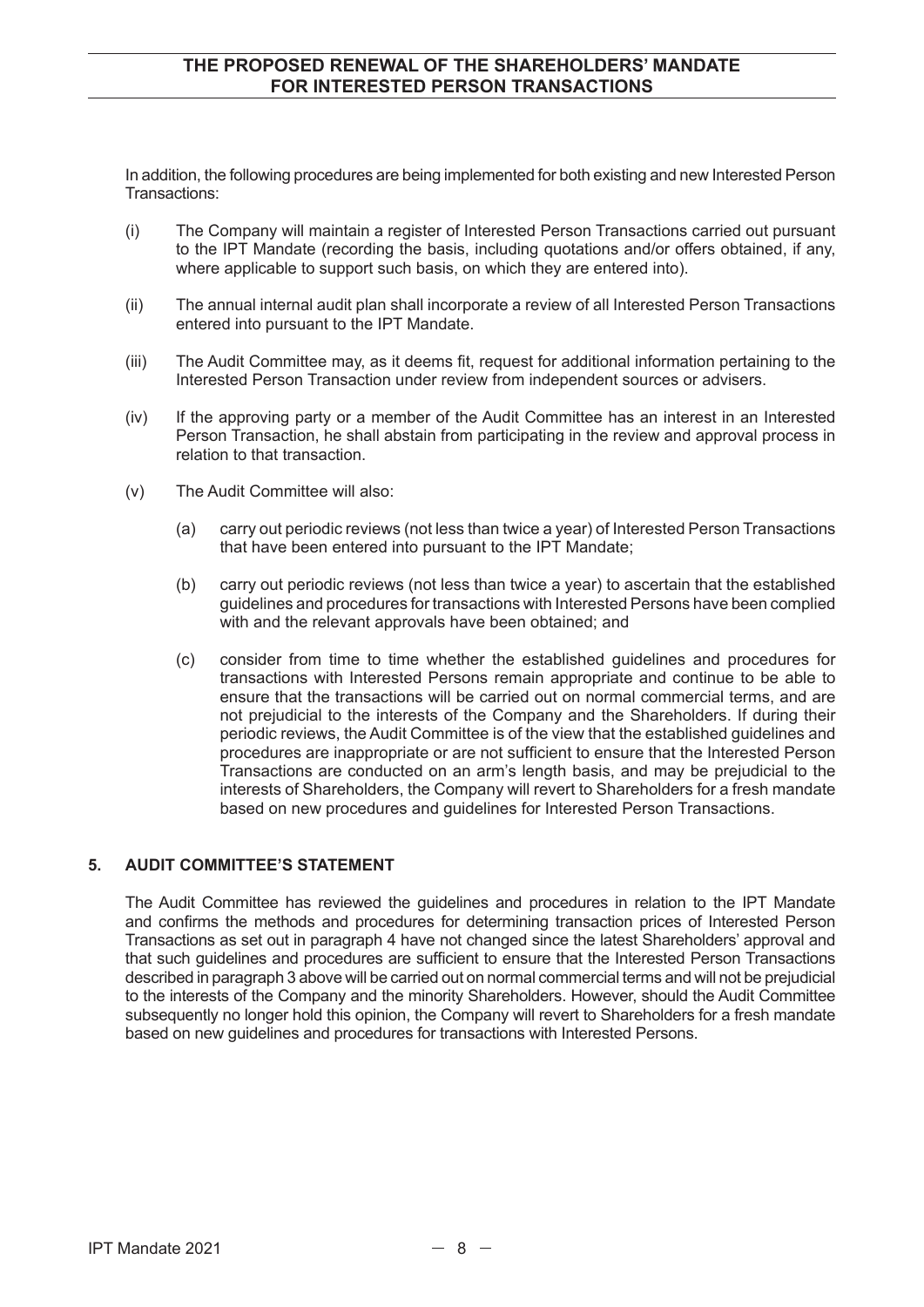In addition, the following procedures are being implemented for both existing and new Interested Person Transactions:

(i) The Company will maintain a register of Interested Person Transactions carried out pursuant to the IPT Mandate (recording the basis, including quotations and/or offers obtained, if any, where applicable to support such basis, on which they are entered into).

(ii) The annual internal audit plan shall incorporate a review of all Interested Person Transactions entered into pursuant to the IPT Mandate.

(iii) The Audit Committee may, as it deems fit, request for additional information pertaining to the Interested Person Transaction under review from independent sources or advisers.

(iv) If the approving party or a member of the Audit Committee has an interest in an Interested Person Transaction, he shall abstain from participating in the review and approval process in relation to that transaction.

(v) The Audit Committee will also:

  (a) carry out periodic reviews (not less than twice a year) of Interested Person Transactions that have been entered into pursuant to the IPT Mandate;

  (b) carry out periodic reviews (not less than twice a year) to ascertain that the established guidelines and procedures for transactions with Interested Persons have been complied with and the relevant approvals have been obtained; and

  (c) consider from time to time whether the established guidelines and procedures for transactions with Interested Persons remain appropriate and continue to be able to ensure that the transactions will be carried out on normal commercial terms, and are not prejudicial to the interests of the Company and the Shareholders. If during their periodic reviews, the Audit Committee is of the view that the established guidelines and procedures are inappropriate or are not sufficient to ensure that the Interested Person Transactions are conducted on an arm's length basis, and may be prejudicial to the interests of Shareholders, the Company will revert to Shareholders for a fresh mandate based on new procedures and guidelines for Interested Person Transactions.

## 5. AUDIT COMMITTEE'S STATEMENT

The Audit Committee has reviewed the guidelines and procedures in relation to the IPT Mandate and confirms the methods and procedures for determining transaction prices of Interested Person Transactions as set out in paragraph 4 have not changed since the latest Shareholders' approval and that such guidelines and procedures are sufficient to ensure that the Interested Person Transactions described in paragraph 3 above will be carried out on normal commercial terms and will not be prejudicial to the interests of the Company and the minority Shareholders. However, should the Audit Committee subsequently no longer hold this opinion, the Company will revert to Shareholders for a fresh mandate based on new guidelines and procedures for transactions with Interested Persons.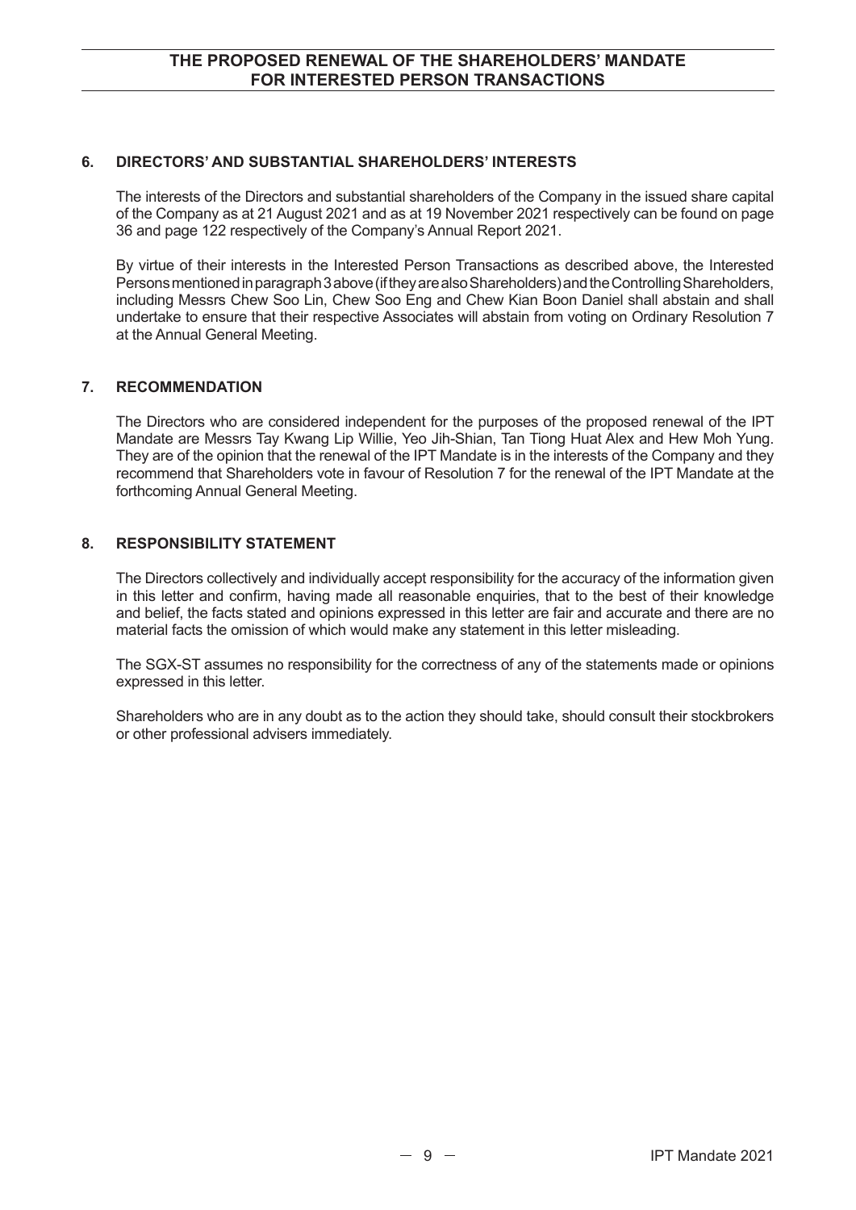## 6. DIRECTORS' AND SUBSTANTIAL SHAREHOLDERS' INTERESTS

The interests of the Directors and substantial shareholders of the Company in the issued share capital of the Company as at 21 August 2021 and as at 19 November 2021 respectively can be found on page 36 and page 122 respectively of the Company's Annual Report 2021.

By virtue of their interests in the Interested Person Transactions as described above, the Interested Persons mentioned in paragraph 3 above (if they are also Shareholders) and the Controlling Shareholders, including Messrs Chew Soo Lin, Chew Soo Eng and Chew Kian Boon Daniel shall abstain and shall undertake to ensure that their respective Associates will abstain from voting on Ordinary Resolution 7 at the Annual General Meeting.

## 7. RECOMMENDATION

The Directors who are considered independent for the purposes of the proposed renewal of the IPT Mandate are Messrs Tay Kwang Lip Willie, Yeo Jih-Shian, Tan Tiong Huat Alex and Hew Moh Yung. They are of the opinion that the renewal of the IPT Mandate is in the interests of the Company and they recommend that Shareholders vote in favour of Resolution 7 for the renewal of the IPT Mandate at the forthcoming Annual General Meeting.

## 8. RESPONSIBILITY STATEMENT

The Directors collectively and individually accept responsibility for the accuracy of the information given in this letter and confirm, having made all reasonable enquiries, that to the best of their knowledge and belief, the facts stated and opinions expressed in this letter are fair and accurate and there are no material facts the omission of which would make any statement in this letter misleading.

The SGX-ST assumes no responsibility for the correctness of any of the statements made or opinions expressed in this letter.

Shareholders who are in any doubt as to the action they should take, should consult their stockbrokers or other professional advisers immediately.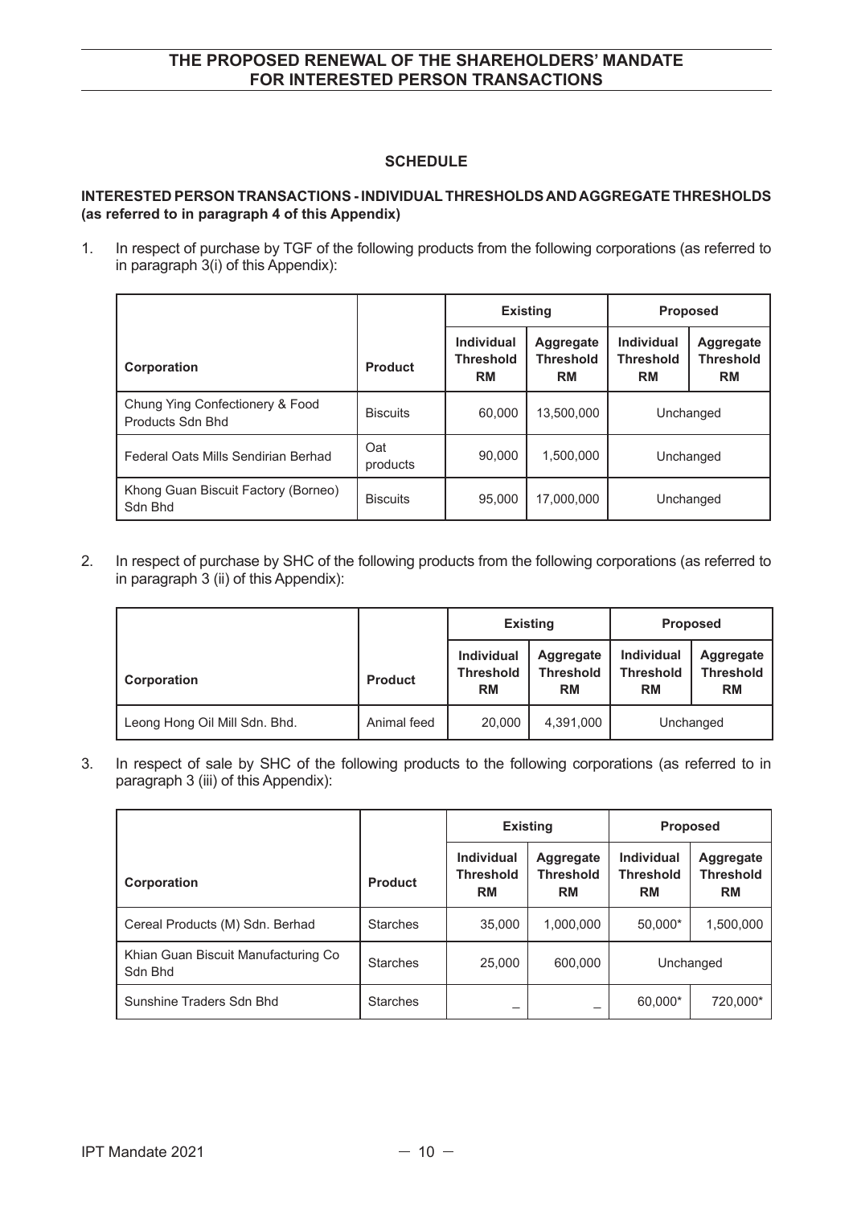## SCHEDULE

**INTERESTED PERSON TRANSACTIONS - INDIVIDUAL THRESHOLDS AND AGGREGATE THRESHOLDS (as referred to in paragraph 4 of this Appendix)**

1. In respect of purchase by TGF of the following products from the following corporations (as referred to in paragraph 3(i) of this Appendix):

| | | Existing | | Proposed | |
|---|---|---|---|---|---|
| **Corporation** | **Product** | **Individual Threshold RM** | **Aggregate Threshold RM** | **Individual Threshold RM** | **Aggregate Threshold RM** |
| Chung Ying Confectionery & Food Products Sdn Bhd | Biscuits | 60,000 | 13,500,000 | Unchanged | |
| Federal Oats Mills Sendirian Berhad | Oat products | 90,000 | 1,500,000 | Unchanged | |
| Khong Guan Biscuit Factory (Borneo) Sdn Bhd | Biscuits | 95,000 | 17,000,000 | Unchanged | |

2. In respect of purchase by SHC of the following products from the following corporations (as referred to in paragraph 3 (ii) of this Appendix):

| | | Existing | | Proposed | |
|---|---|---|---|---|---|
| **Corporation** | **Product** | **Individual Threshold RM** | **Aggregate Threshold RM** | **Individual Threshold RM** | **Aggregate Threshold RM** |
| Leong Hong Oil Mill Sdn. Bhd. | Animal feed | 20,000 | 4,391,000 | Unchanged | |

3. In respect of sale by SHC of the following products to the following corporations (as referred to in paragraph 3 (iii) of this Appendix):

| | | Existing | | Proposed | |
|---|---|---|---|---|---|
| **Corporation** | **Product** | **Individual Threshold RM** | **Aggregate Threshold RM** | **Individual Threshold RM** | **Aggregate Threshold RM** |
| Cereal Products (M) Sdn. Berhad | Starches | 35,000 | 1,000,000 | 50,000* | 1,500,000 |
| Khian Guan Biscuit Manufacturing Co Sdn Bhd | Starches | 25,000 | 600,000 | Unchanged | |
| Sunshine Traders Sdn Bhd | Starches | – | – | 60,000* | 720,000* |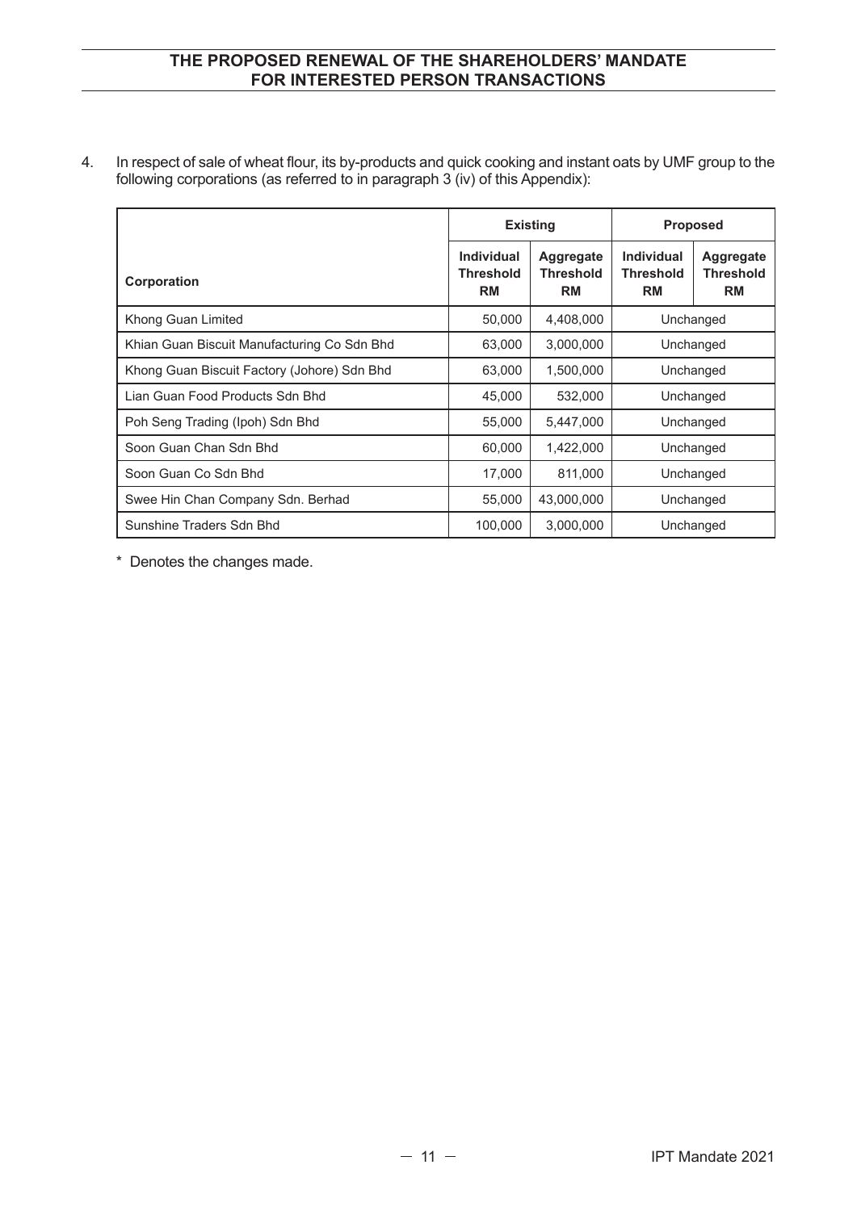4. In respect of sale of wheat flour, its by-products and quick cooking and instant oats by UMF group to the following corporations (as referred to in paragraph 3 (iv) of this Appendix):

| | Existing | | Proposed | |
|---|---|---|---|---|
| Corporation | Individual Threshold RM | Aggregate Threshold RM | Individual Threshold RM | Aggregate Threshold RM |
| Khong Guan Limited | 50,000 | 4,408,000 | Unchanged | |
| Khian Guan Biscuit Manufacturing Co Sdn Bhd | 63,000 | 3,000,000 | Unchanged | |
| Khong Guan Biscuit Factory (Johore) Sdn Bhd | 63,000 | 1,500,000 | Unchanged | |
| Lian Guan Food Products Sdn Bhd | 45,000 | 532,000 | Unchanged | |
| Poh Seng Trading (Ipoh) Sdn Bhd | 55,000 | 5,447,000 | Unchanged | |
| Soon Guan Chan Sdn Bhd | 60,000 | 1,422,000 | Unchanged | |
| Soon Guan Co Sdn Bhd | 17,000 | 811,000 | Unchanged | |
| Swee Hin Chan Company Sdn. Berhad | 55,000 | 43,000,000 | Unchanged | |
| Sunshine Traders Sdn Bhd | 100,000 | 3,000,000 | Unchanged | |

\* Denotes the changes made.